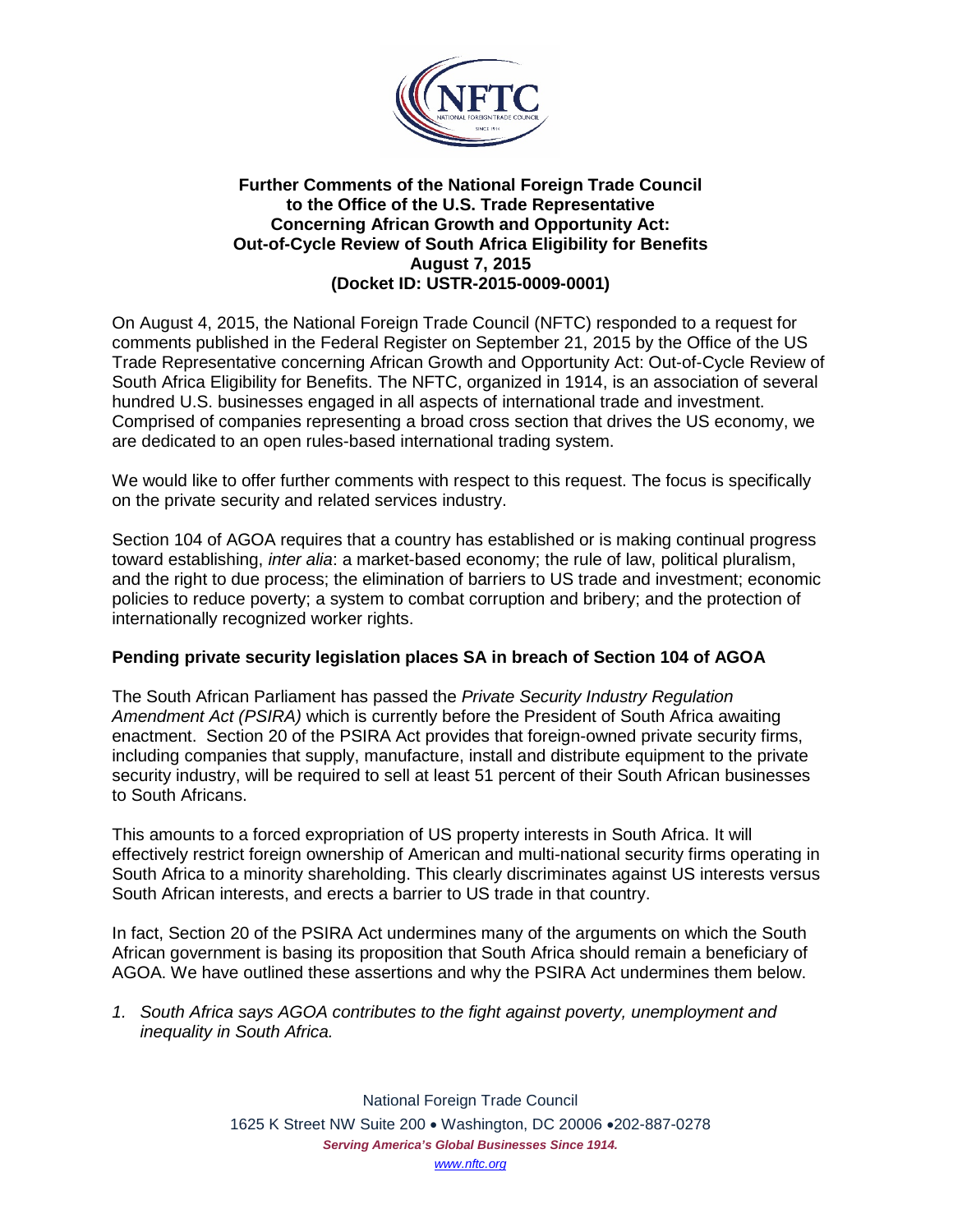**Further Comments of the National Foreign Trade Council to the Office of the U.S. Trade Representative Concerning African Growth and Opportunity Act: Out-of-Cycle Review of South Africa Eligibility for Benefits August 7, 2015 (Docket ID: USTR-2015-0009-0001)**

On August 4, 2015, the National Foreign Trade Council (NFTC) responded to a request for comments published in the Federal Register on September 21, 2015 by the Office of the US Trade Representative concerning African Growth and Opportunity Act: Out-of-Cycle Review of South Africa Eligibility for Benefits. The NFTC, organized in 1914, is an association of several hundred U.S. businesses engaged in all aspects of international trade and investment. Comprised of companies representing a broad cross section that drives the US economy, we are dedicated to an open rules-based international trading system.

We would like to offer further comments with respect to this request. The focus is specifically on the private security and related services industry.

Section 104 of AGOA requires that a country has established or is making continual progress toward establishing, *inter alia*: a market-based economy; the rule of law, political pluralism, and the right to due process; the elimination of barriers to US trade and investment; economic policies to reduce poverty; a system to combat corruption and bribery; and the protection of internationally recognized worker rights.

**Pending private security legislation places SA in breach of Section 104 of AGOA**

The South African Parliament has passed the *Private Security Industry Regulation Amendment Act (PSIRA)* which is currently before the President of South Africa awaiting enactment. Section 20 of the PSIRA Act provides that foreign-owned private security firms, including companies that supply, manufacture, install and distribute equipment to the private security industry, will be required to sell at least 51 percent of their South African businesses to South Africans.

This amounts to a forced expropriation of US property interests in South Africa. It will effectively restrict foreign ownership of American and multi-national security firms operating in South Africa to a minority shareholding. This clearly discriminates against US interests versus South African interests, and erects a barrier to US trade in that country.

In fact, Section 20 of the PSIRA Act undermines many of the arguments on which the South African government is basing its proposition that South Africa should remain a beneficiary of AGOA. We have outlined these assertions and why the PSIRA Act undermines them below.

1. *South Africa says AGOA contributes to the fight against poverty, unemployment and inequality in South Africa.*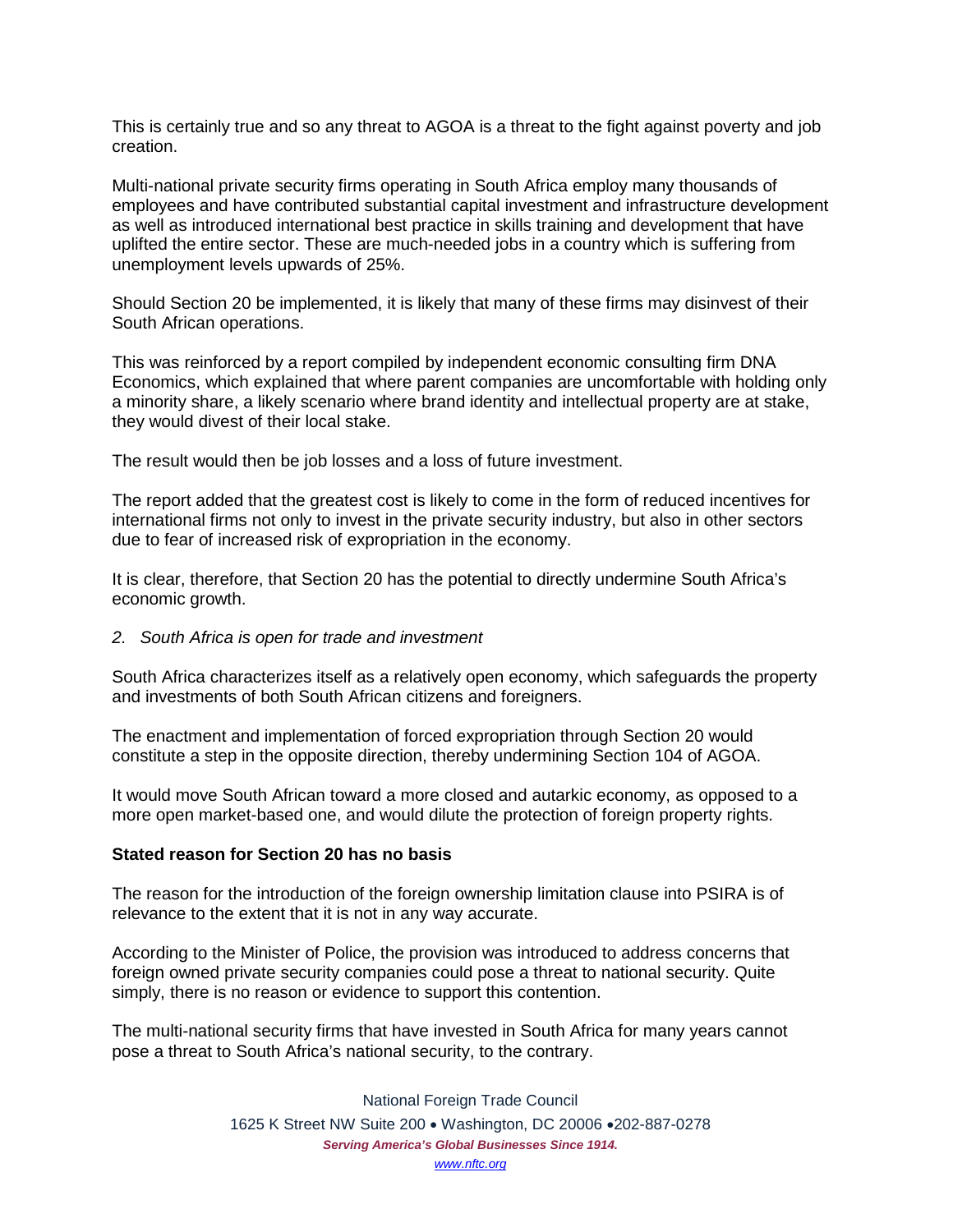This is certainly true and so any threat to AGOA is a threat to the fight against poverty and job creation.

Multi-national private security firms operating in South Africa employ many thousands of employees and have contributed substantial capital investment and infrastructure development as well as introduced international best practice in skills training and development that have uplifted the entire sector. These are much-needed jobs in a country which is suffering from unemployment levels upwards of 25%.

Should Section 20 be implemented, it is likely that many of these firms may disinvest of their South African operations.

This was reinforced by a report compiled by independent economic consulting firm DNA Economics, which explained that where parent companies are uncomfortable with holding only a minority share, a likely scenario where brand identity and intellectual property are at stake, they would divest of their local stake.

The result would then be job losses and a loss of future investment.

The report added that the greatest cost is likely to come in the form of reduced incentives for international firms not only to invest in the private security industry, but also in other sectors due to fear of increased risk of expropriation in the economy.

It is clear, therefore, that Section 20 has the potential to directly undermine South Africa's economic growth.

*2. South Africa is open for trade and investment*

South Africa characterizes itself as a relatively open economy, which safeguards the property and investments of both South African citizens and foreigners.

The enactment and implementation of forced expropriation through Section 20 would constitute a step in the opposite direction, thereby undermining Section 104 of AGOA.

It would move South African toward a more closed and autarkic economy, as opposed to a more open market-based one, and would dilute the protection of foreign property rights.

**Stated reason for Section 20 has no basis**

The reason for the introduction of the foreign ownership limitation clause into PSIRA is of relevance to the extent that it is not in any way accurate.

According to the Minister of Police, the provision was introduced to address concerns that foreign owned private security companies could pose a threat to national security. Quite simply, there is no reason or evidence to support this contention.

The multi-national security firms that have invested in South Africa for many years cannot pose a threat to South Africa's national security, to the contrary.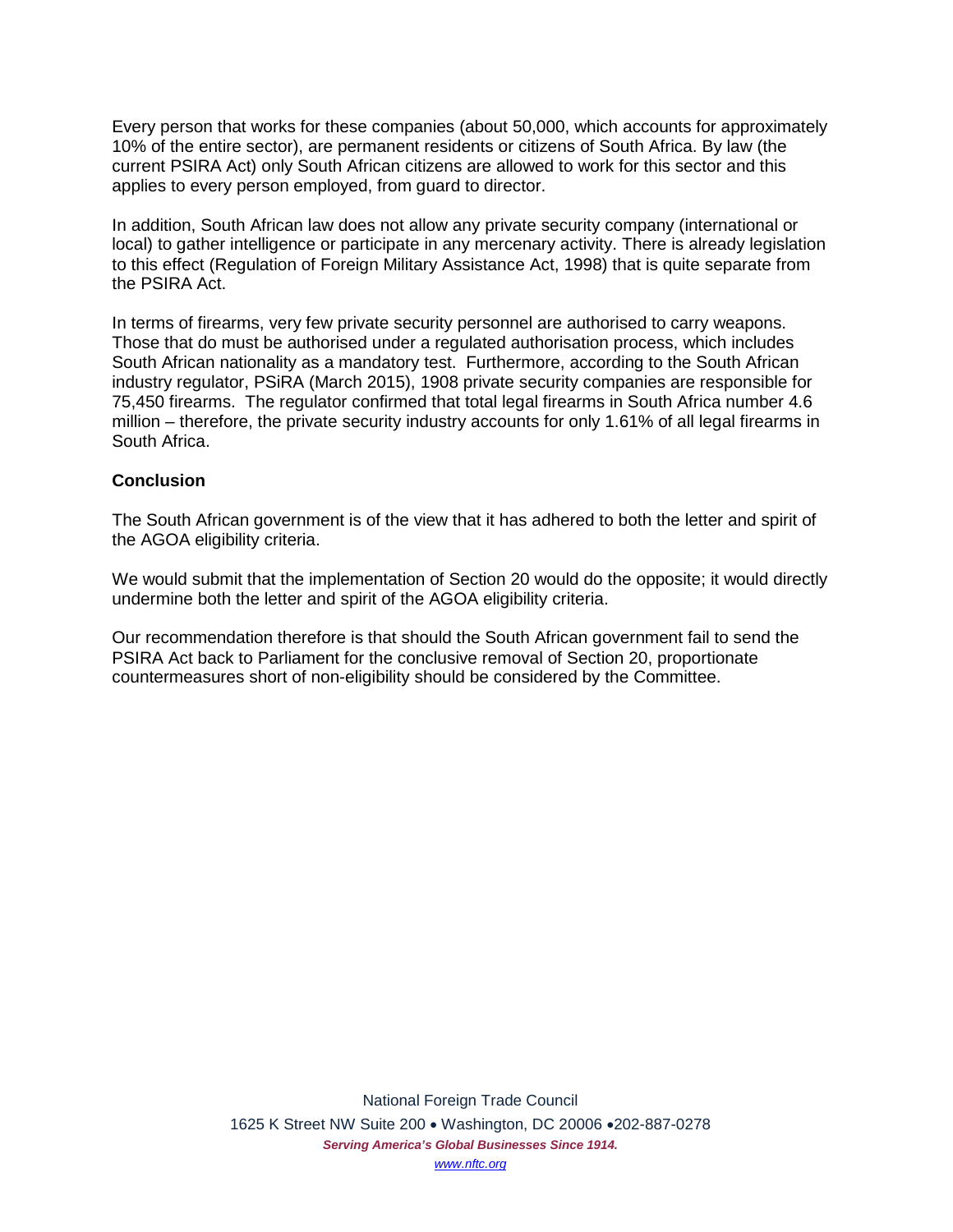Every person that works for these companies (about 50,000, which accounts for approximately 10% of the entire sector), are permanent residents or citizens of South Africa. By law (the current PSIRA Act) only South African citizens are allowed to work for this sector and this applies to every person employed, from guard to director.

In addition, South African law does not allow any private security company (international or local) to gather intelligence or participate in any mercenary activity. There is already legislation to this effect (Regulation of Foreign Military Assistance Act, 1998) that is quite separate from the PSIRA Act.

In terms of firearms, very few private security personnel are authorised to carry weapons. Those that do must be authorised under a regulated authorisation process, which includes South African nationality as a mandatory test. Furthermore, according to the South African industry regulator, PSiRA (March 2015), 1908 private security companies are responsible for 75,450 firearms. The regulator confirmed that total legal firearms in South Africa number 4.6 million – therefore, the private security industry accounts for only 1.61% of all legal firearms in South Africa.

**Conclusion**

The South African government is of the view that it has adhered to both the letter and spirit of the AGOA eligibility criteria.

We would submit that the implementation of Section 20 would do the opposite; it would directly undermine both the letter and spirit of the AGOA eligibility criteria.

Our recommendation therefore is that should the South African government fail to send the PSIRA Act back to Parliament for the conclusive removal of Section 20, proportionate countermeasures short of non-eligibility should be considered by the Committee.